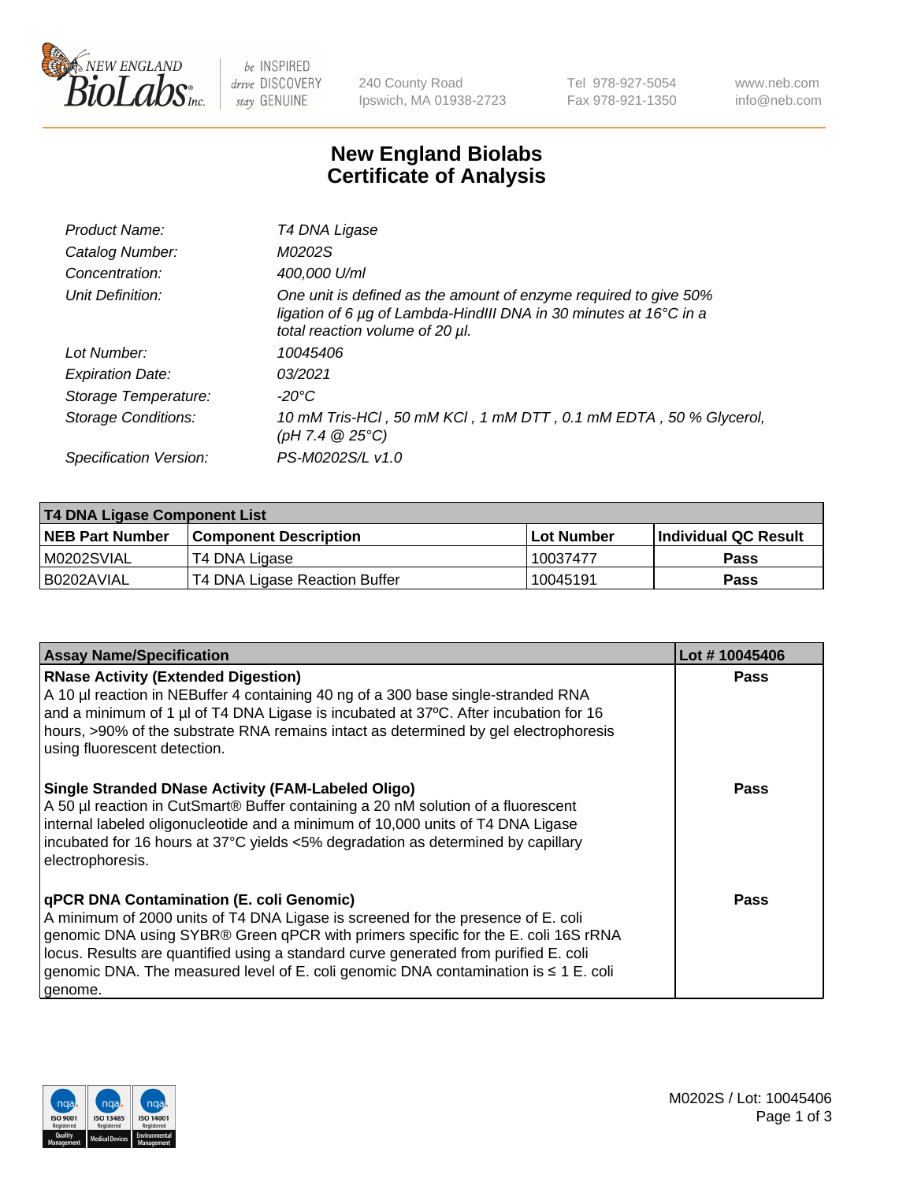# New England Biolabs
# Certificate of Analysis

| | |
|---|---|
| *Product Name:* | *T4 DNA Ligase* |
| *Catalog Number:* | *M0202S* |
| *Concentration:* | *400,000 U/ml* |
| *Unit Definition:* | *One unit is defined as the amount of enzyme required to give 50% ligation of 6 µg of Lambda-HindIII DNA in 30 minutes at 16°C in a total reaction volume of 20 µl.* |
| *Lot Number:* | *10045406* |
| *Expiration Date:* | *03/2021* |
| *Storage Temperature:* | *-20°C* |
| *Storage Conditions:* | *10 mM Tris-HCl , 50 mM KCl , 1 mM DTT , 0.1 mM EDTA , 50 % Glycerol, (pH 7.4 @ 25°C)* |
| *Specification Version:* | *PS-M0202S/L v1.0* |

| **T4 DNA Ligase Component List** | | | |
|---|---|---|---|
| **NEB Part Number** | **Component Description** | **Lot Number** | **Individual QC Result** |
| M0202SVIAL | T4 DNA Ligase | 10037477 | **Pass** |
| B0202AVIAL | T4 DNA Ligase Reaction Buffer | 10045191 | **Pass** |

| **Assay Name/Specification** | **Lot # 10045406** |
|---|---|
| **RNase Activity (Extended Digestion)** A 10 µl reaction in NEBuffer 4 containing 40 ng of a 300 base single-stranded RNA and a minimum of 1 µl of T4 DNA Ligase is incubated at 37ºC. After incubation for 16 hours, >90% of the substrate RNA remains intact as determined by gel electrophoresis using fluorescent detection. | **Pass** |
| **Single Stranded DNase Activity (FAM-Labeled Oligo)** A 50 µl reaction in CutSmart® Buffer containing a 20 nM solution of a fluorescent internal labeled oligonucleotide and a minimum of 10,000 units of T4 DNA Ligase incubated for 16 hours at 37°C yields <5% degradation as determined by capillary electrophoresis. | **Pass** |
| **qPCR DNA Contamination (E. coli Genomic)** A minimum of 2000 units of T4 DNA Ligase is screened for the presence of E. coli genomic DNA using SYBR® Green qPCR with primers specific for the E. coli 16S rRNA locus. Results are quantified using a standard curve generated from purified E. coli genomic DNA. The measured level of E. coli genomic DNA contamination is ≤ 1 E. coli genome. | **Pass** |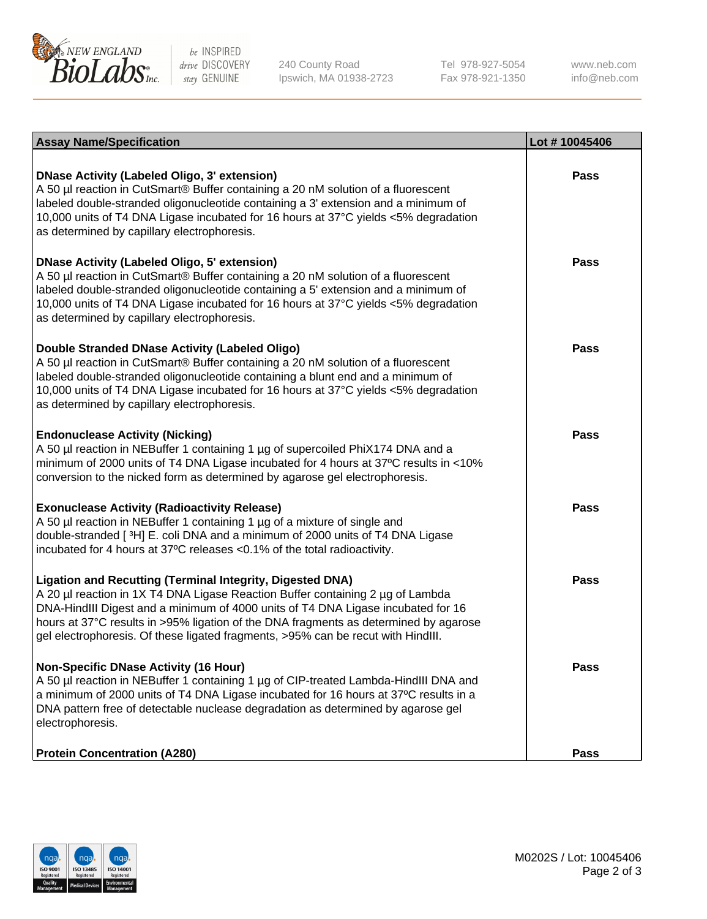| Assay Name/Specification | Lot # 10045406 |
|---|---|
| **DNase Activity (Labeled Oligo, 3' extension)**<br>A 50 µl reaction in CutSmart® Buffer containing a 20 nM solution of a fluorescent labeled double-stranded oligonucleotide containing a 3' extension and a minimum of 10,000 units of T4 DNA Ligase incubated for 16 hours at 37°C yields <5% degradation as determined by capillary electrophoresis. | **Pass** |
| **DNase Activity (Labeled Oligo, 5' extension)**<br>A 50 µl reaction in CutSmart® Buffer containing a 20 nM solution of a fluorescent labeled double-stranded oligonucleotide containing a 5' extension and a minimum of 10,000 units of T4 DNA Ligase incubated for 16 hours at 37°C yields <5% degradation as determined by capillary electrophoresis. | **Pass** |
| **Double Stranded DNase Activity (Labeled Oligo)**<br>A 50 µl reaction in CutSmart® Buffer containing a 20 nM solution of a fluorescent labeled double-stranded oligonucleotide containing a blunt end and a minimum of 10,000 units of T4 DNA Ligase incubated for 16 hours at 37°C yields <5% degradation as determined by capillary electrophoresis. | **Pass** |
| **Endonuclease Activity (Nicking)**<br>A 50 µl reaction in NEBuffer 1 containing 1 µg of supercoiled PhiX174 DNA and a minimum of 2000 units of T4 DNA Ligase incubated for 4 hours at 37ºC results in <10% conversion to the nicked form as determined by agarose gel electrophoresis. | **Pass** |
| **Exonuclease Activity (Radioactivity Release)**<br>A 50 µl reaction in NEBuffer 1 containing 1 µg of a mixture of single and double-stranded [ $^3$H] E. coli DNA and a minimum of 2000 units of T4 DNA Ligase incubated for 4 hours at 37ºC releases <0.1% of the total radioactivity. | **Pass** |
| **Ligation and Recutting (Terminal Integrity, Digested DNA)**<br>A 20 µl reaction in 1X T4 DNA Ligase Reaction Buffer containing 2 µg of Lambda DNA-HindIII Digest and a minimum of 4000 units of T4 DNA Ligase incubated for 16 hours at 37°C results in >95% ligation of the DNA fragments as determined by agarose gel electrophoresis. Of these ligated fragments, >95% can be recut with HindIII. | **Pass** |
| **Non-Specific DNase Activity (16 Hour)**<br>A 50 µl reaction in NEBuffer 1 containing 1 µg of CIP-treated Lambda-HindIII DNA and a minimum of 2000 units of T4 DNA Ligase incubated for 16 hours at 37ºC results in a DNA pattern free of detectable nuclease degradation as determined by agarose gel electrophoresis. | **Pass** |
| **Protein Concentration (A280)** | **Pass** |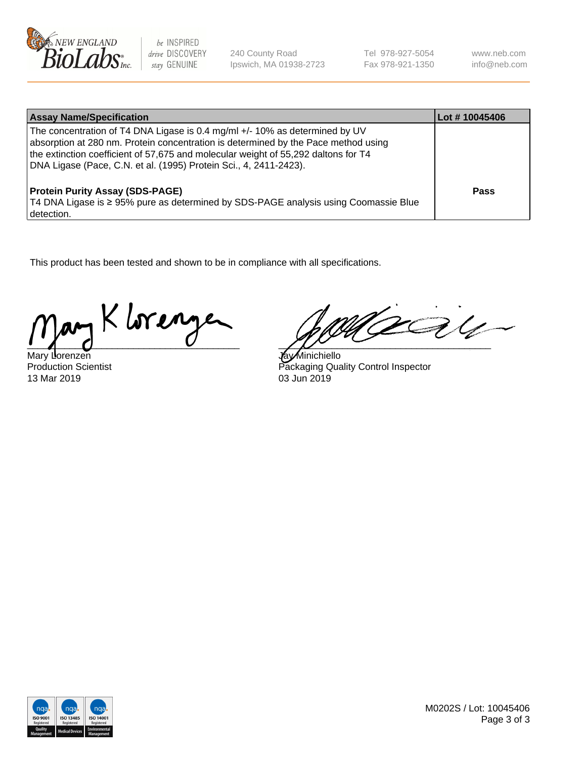| Assay Name/Specification | Lot # 10045406 |
| --- | --- |
| The concentration of T4 DNA Ligase is 0.4 mg/ml +/- 10% as determined by UV absorption at 280 nm. Protein concentration is determined by the Pace method using the extinction coefficient of 57,675 and molecular weight of 55,292 daltons for T4 DNA Ligase (Pace, C.N. et al. (1995) Protein Sci., 4, 2411-2423). | |
| **Protein Purity Assay (SDS-PAGE)** T4 DNA Ligase is ≥ 95% pure as determined by SDS-PAGE analysis using Coomassie Blue detection. | **Pass** |

This product has been tested and shown to be in compliance with all specifications.

Mary Lorenzen
Production Scientist
13 Mar 2019

Jay Minichiello
Packaging Quality Control Inspector
03 Jun 2019

M0202S / Lot: 10045406